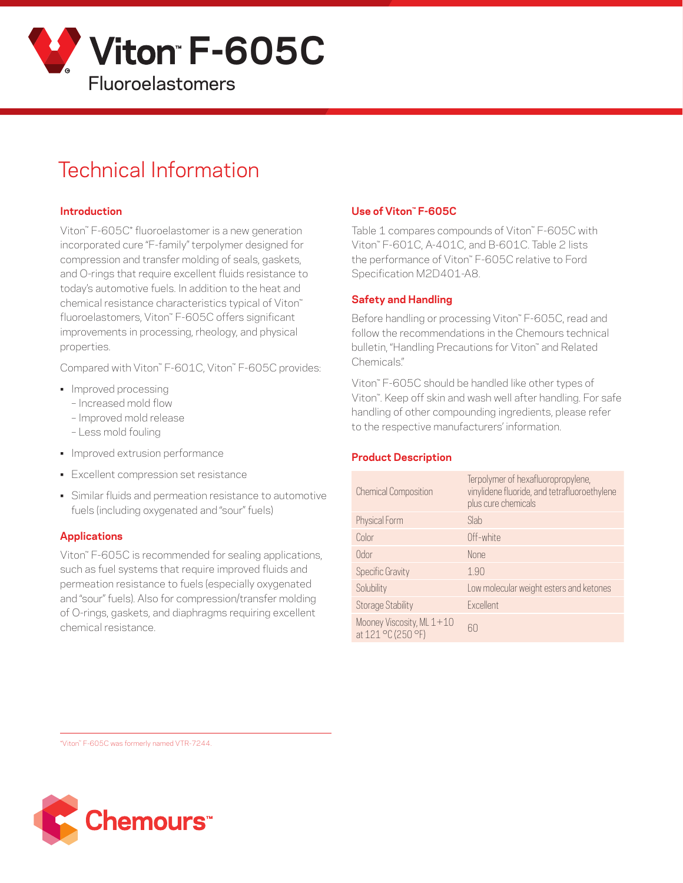# Viton™ F-605C

Fluoroelastomers

## Technical Information

### Introduction

Viton™ F-605C* fluoroelastomer is a new generation incorporated cure "F-family" terpolymer designed for compression and transfer molding of seals, gaskets, and O-rings that require excellent fluids resistance to today's automotive fuels. In addition to the heat and chemical resistance characteristics typical of Viton™ fluoroelastomers, Viton™ F-605C offers significant improvements in processing, rheology, and physical properties.

Compared with Viton™ F-601C, Viton™ F-605C provides:

- Improved processing
  - Increased mold flow
  - Improved mold release
  - Less mold fouling
- Improved extrusion performance
- Excellent compression set resistance
- Similar fluids and permeation resistance to automotive fuels (including oxygenated and "sour" fuels)

### Applications

Viton™ F-605C is recommended for sealing applications, such as fuel systems that require improved fluids and permeation resistance to fuels (especially oxygenated and "sour" fuels). Also for compression/transfer molding of O-rings, gaskets, and diaphragms requiring excellent chemical resistance.

### Use of Viton™ F-605C

Table 1 compares compounds of Viton™ F-605C with Viton™ F-601C, A-401C, and B-601C. Table 2 lists the performance of Viton™ F-605C relative to Ford Specification M2D401-A8.

### Safety and Handling

Before handling or processing Viton™ F-605C, read and follow the recommendations in the Chemours technical bulletin, "Handling Precautions for Viton™ and Related Chemicals."

Viton™ F-605C should be handled like other types of Viton™. Keep off skin and wash well after handling. For safe handling of other compounding ingredients, please refer to the respective manufacturers' information.

### Product Description

| | |
|---|---|
| Chemical Composition | Terpolymer of hexafluoropropylene, vinylidene fluoride, and tetrafluoroethylene plus cure chemicals |
| Physical Form | Slab |
| Color | Off-white |
| Odor | None |
| Specific Gravity | 1.90 |
| Solubility | Low molecular weight esters and ketones |
| Storage Stability | Excellent |
| Mooney Viscosity, ML 1+10 at 121 °C (250 °F) | 60 |

*Viton™ F-605C was formerly named VTR-7244.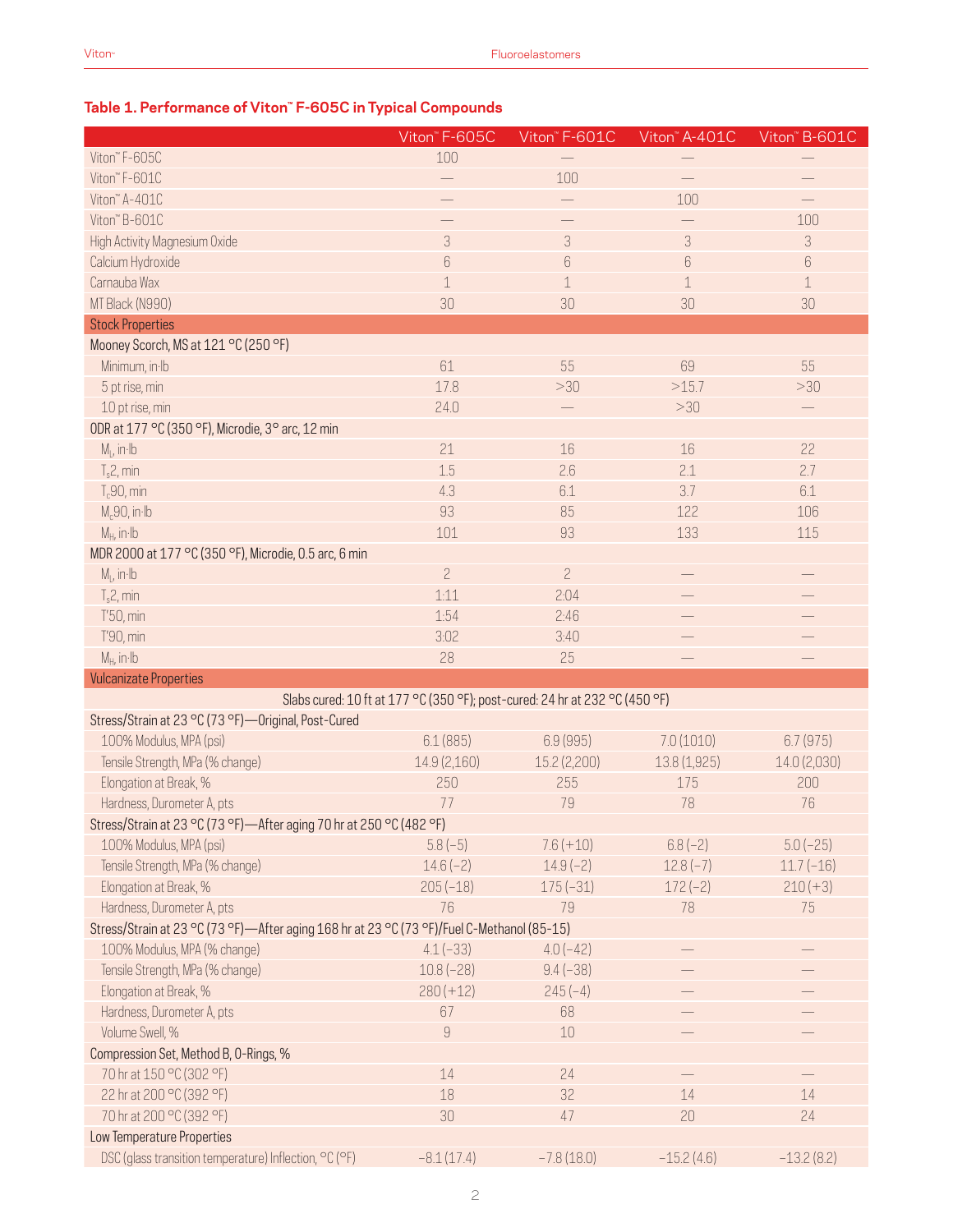### Table 1. Performance of Viton™ F-605C in Typical Compounds

| | Viton™ F-605C | Viton™ F-601C | Viton™ A-401C | Viton™ B-601C |
|---|---|---|---|---|
| Viton™ F-605C | 100 | — | — | — |
| Viton™ F-601C | — | 100 | — | — |
| Viton™ A-401C | — | — | 100 | — |
| Viton™ B-601C | — | — | — | 100 |
| High Activity Magnesium Oxide | 3 | 3 | 3 | 3 |
| Calcium Hydroxide | 6 | 6 | 6 | 6 |
| Carnauba Wax | 1 | 1 | 1 | 1 |
| MT Black (N990) | 30 | 30 | 30 | 30 |
| **Stock Properties** | | | | |
| Mooney Scorch, MS at 121 °C (250 °F) | | | | |
| Minimum, in·lb | 61 | 55 | 69 | 55 |
| 5 pt rise, min | 17.8 | >30 | >15.7 | >30 |
| 10 pt rise, min | 24.0 | — | >30 | — |
| ODR at 177 °C (350 °F), Microdie, 3° arc, 12 min | | | | |
| $M_L$, in·lb | 21 | 16 | 16 | 22 |
| $T_s2$, min | 1.5 | 2.6 | 2.1 | 2.7 |
| $T_c90$, min | 4.3 | 6.1 | 3.7 | 6.1 |
| $M_c90$, in·lb | 93 | 85 | 122 | 106 |
| $M_H$, in·lb | 101 | 93 | 133 | 115 |
| MDR 2000 at 177 °C (350 °F), Microdie, 0.5 arc, 6 min | | | | |
| $M_L$, in·lb | 2 | 2 | — | — |
| $T_s2$, min | 1:11 | 2:04 | — | — |
| T'50, min | 1:54 | 2:46 | — | — |
| T'90, min | 3:02 | 3:40 | — | — |
| $M_H$, in·lb | 28 | 25 | — | — |
| **Vulcanizate Properties** | | | | |
| Slabs cured: 10 ft at 177 °C (350 °F); post-cured: 24 hr at 232 °C (450 °F) | | | | |
| Stress/Strain at 23 °C (73 °F)—Original, Post-Cured | | | | |
| 100% Modulus, MPA (psi) | 6.1 (885) | 6.9 (995) | 7.0 (1010) | 6.7 (975) |
| Tensile Strength, MPa (% change) | 14.9 (2,160) | 15.2 (2,200) | 13.8 (1,925) | 14.0 (2,030) |
| Elongation at Break, % | 250 | 255 | 175 | 200 |
| Hardness, Durometer A, pts | 77 | 79 | 78 | 76 |
| Stress/Strain at 23 °C (73 °F)—After aging 70 hr at 250 °C (482 °F) | | | | |
| 100% Modulus, MPA (psi) | 5.8 (−5) | 7.6 (+10) | 6.8 (−2) | 5.0 (−25) |
| Tensile Strength, MPa (% change) | 14.6 (−2) | 14.9 (−2) | 12.8 (−7) | 11.7 (−16) |
| Elongation at Break, % | 205 (−18) | 175 (−31) | 172 (−2) | 210 (+3) |
| Hardness, Durometer A, pts | 76 | 79 | 78 | 75 |
| Stress/Strain at 23 °C (73 °F)—After aging 168 hr at 23 °C (73 °F)/Fuel C-Methanol (85-15) | | | | |
| 100% Modulus, MPA (% change) | 4.1 (−33) | 4.0 (−42) | — | — |
| Tensile Strength, MPa (% change) | 10.8 (−28) | 9.4 (−38) | — | — |
| Elongation at Break, % | 280 (+12) | 245 (−4) | — | — |
| Hardness, Durometer A, pts | 67 | 68 | — | — |
| Volume Swell, % | 9 | 10 | — | — |
| Compression Set, Method B, O-Rings, % | | | | |
| 70 hr at 150 °C (302 °F) | 14 | 24 | — | — |
| 22 hr at 200 °C (392 °F) | 18 | 32 | 14 | 14 |
| 70 hr at 200 °C (392 °F) | 30 | 47 | 20 | 24 |
| Low Temperature Properties | | | | |
| DSC (glass transition temperature) Inflection, °C (°F) | −8.1 (17.4) | −7.8 (18.0) | −15.2 (4.6) | −13.2 (8.2) |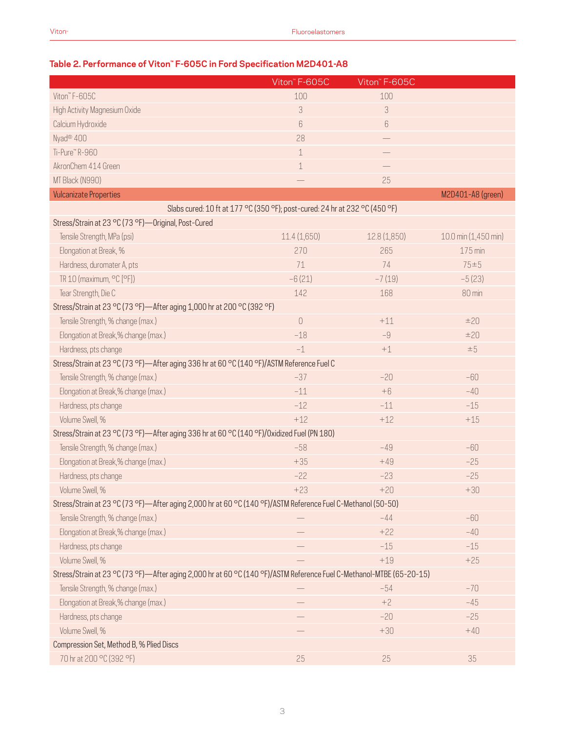### Table 2. Performance of Viton™ F-605C in Ford Specification M2D401-A8

| | Viton™ F-605C | Viton™ F-605C | |
|---|---|---|---|
| Viton™ F-605C | 100 | 100 | |
| High Activity Magnesium Oxide | 3 | 3 | |
| Calcium Hydroxide | 6 | 6 | |
| Nyad® 400 | 28 | — | |
| Ti-Pure™ R-960 | 1 | — | |
| AkronChem 414 Green | 1 | — | |
| MT Black (N990) | — | 25 | |
| **Vulcanizate Properties** | | | **M2D401-A8 (green)** |
| Slabs cured: 10 ft at 177 °C (350 °F); post-cured: 24 hr at 232 °C (450 °F) | | | |
| Stress/Strain at 23 °C (73 °F)—Original, Post-Cured | | | |
| Tensile Strength, MPa (psi) | 11.4 (1,650) | 12.8 (1,850) | 10.0 min (1,450 min) |
| Elongation at Break, % | 270 | 265 | 175 min |
| Hardness, duromater A, pts | 71 | 74 | 75±5 |
| TR 10 (maximum, °C [°F]) | −6 (21) | −7 (19) | −5 (23) |
| Tear Strength, Die C | 142 | 168 | 80 min |
| Stress/Strain at 23 °C (73 °F)—After aging 1,000 hr at 200 °C (392 °F) | | | |
| Tensile Strength, % change (max.) | 0 | +11 | ±20 |
| Elongation at Break,% change (max.) | −18 | −9 | ±20 |
| Hardness, pts change | −1 | +1 | ±5 |
| Stress/Strain at 23 °C (73 °F)—After aging 336 hr at 60 °C (140 °F)/ASTM Reference Fuel C | | | |
| Tensile Strength, % change (max.) | −37 | −20 | −60 |
| Elongation at Break,% change (max.) | −11 | +6 | −40 |
| Hardness, pts change | −12 | −11 | −15 |
| Volume Swell, % | +12 | +12 | +15 |
| Stress/Strain at 23 °C (73 °F)—After aging 336 hr at 60 °C (140 °F)/Oxidized Fuel (PN 180) | | | |
| Tensile Strength, % change (max.) | −58 | −49 | −60 |
| Elongation at Break,% change (max.) | +35 | +49 | −25 |
| Hardness, pts change | −22 | −23 | −25 |
| Volume Swell, % | +23 | +20 | +30 |
| Stress/Strain at 23 °C (73 °F)—After aging 2,000 hr at 60 °C (140 °F)/ASTM Reference Fuel C-Methanol (50-50) | | | |
| Tensile Strength, % change (max.) | — | −44 | −60 |
| Elongation at Break,% change (max.) | — | +22 | −40 |
| Hardness, pts change | — | −15 | −15 |
| Volume Swell, % | — | +19 | +25 |
| Stress/Strain at 23 °C (73 °F)—After aging 2,000 hr at 60 °C (140 °F)/ASTM Reference Fuel C-Methanol-MTBE (65-20-15) | | | |
| Tensile Strength, % change (max.) | — | −54 | −70 |
| Elongation at Break,% change (max.) | — | +2 | −45 |
| Hardness, pts change | — | −20 | −25 |
| Volume Swell, % | — | +30 | +40 |
| Compression Set, Method B, % Plied Discs | | | |
| 70 hr at 200 °C (392 °F) | 25 | 25 | 35 |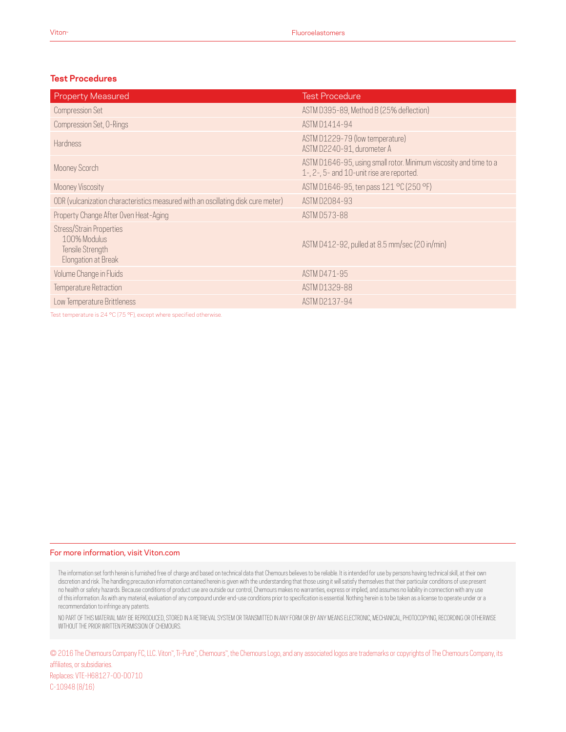## Test Procedures

| Property Measured | Test Procedure |
|---|---|
| Compression Set | ASTM D395-89, Method B (25% deflection) |
| Compression Set, O-Rings | ASTM D1414-94 |
| Hardness | ASTM D1229-79 (low temperature)<br>ASTM D2240-91, durometer A |
| Mooney Scorch | ASTM D1646-95, using small rotor. Minimum viscosity and time to a 1-, 2-, 5- and 10-unit rise are reported. |
| Mooney Viscosity | ASTM D1646-95, ten pass 121 °C (250 °F) |
| ODR (vulcanization characteristics measured with an oscillating disk cure meter) | ASTM D2084-93 |
| Property Change After Oven Heat-Aging | ASTM D573-88 |
| Stress/Strain Properties<br>100% Modulus<br>Tensile Strength<br>Elongation at Break | ASTM D412-92, pulled at 8.5 mm/sec (20 in/min) |
| Volume Change in Fluids | ASTM D471-95 |
| Temperature Retraction | ASTM D1329-88 |
| Low Temperature Brittleness | ASTM D2137-94 |

Test temperature is 24 °C (75 °F), except where specified otherwise.

For more information, visit Viton.com

The information set forth herein is furnished free of charge and based on technical data that Chemours believes to be reliable. It is intended for use by persons having technical skill, at their own discretion and risk. The handling precaution information contained herein is given with the understanding that those using it will satisfy themselves that their particular conditions of use present no health or safety hazards. Because conditions of product use are outside our control, Chemours makes no warranties, express or implied, and assumes no liability in connection with any use of this information. As with any material, evaluation of any compound under end-use conditions prior to specification is essential. Nothing herein is to be taken as a license to operate under or a recommendation to infringe any patents.

NO PART OF THIS MATERIAL MAY BE REPRODUCED, STORED IN A RETRIEVAL SYSTEM OR TRANSMITTED IN ANY FORM OR BY ANY MEANS ELECTRONIC, MECHANICAL, PHOTOCOPYING, RECORDING OR OTHERWISE WITHOUT THE PRIOR WRITTEN PERMISSION OF CHEMOURS.

© 2016 The Chemours Company FC, LLC. Viton™, Ti-Pure™, Chemours™, the Chemours Logo, and any associated logos are trademarks or copyrights of The Chemours Company, its affiliates, or subsidiaries.

Replaces: VTE-H68127-00-D0710

C-10948 (8/16)